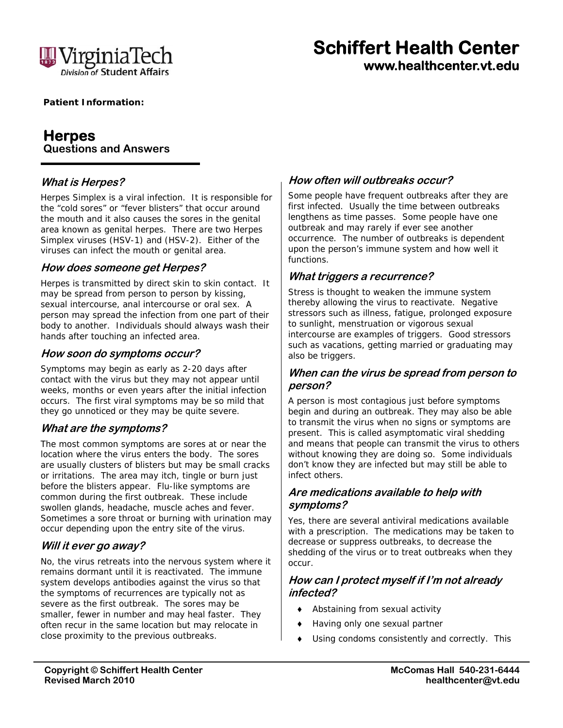**Schiffert Health Center**
**www.healthcenter.vt.edu**

Virginia Tech Division of Student Affairs

**Patient Information:**

# Herpes

## Questions and Answers

### *What is Herpes?*

Herpes Simplex is a viral infection. It is responsible for the "cold sores" or "fever blisters" that occur around the mouth and it also causes the sores in the genital area known as genital herpes. There are two Herpes Simplex viruses (HSV-1) and (HSV-2). Either of the viruses can infect the mouth or genital area.

### *How does someone get Herpes?*

Herpes is transmitted by direct skin to skin contact. It may be spread from person to person by kissing, sexual intercourse, anal intercourse or oral sex. A person may spread the infection from one part of their body to another. Individuals should always wash their hands after touching an infected area.

### *How soon do symptoms occur?*

Symptoms may begin as early as 2-20 days after contact with the virus but they may not appear until weeks, months or even years after the initial infection occurs. The first viral symptoms may be so mild that they go unnoticed or they may be quite severe.

### *What are the symptoms?*

The most common symptoms are sores at or near the location where the virus enters the body. The sores are usually clusters of blisters but may be small cracks or irritations. The area may itch, tingle or burn just before the blisters appear. Flu-like symptoms are common during the first outbreak. These include swollen glands, headache, muscle aches and fever. Sometimes a sore throat or burning with urination may occur depending upon the entry site of the virus.

### *Will it ever go away?*

No, the virus retreats into the nervous system where it remains dormant until it is reactivated. The immune system develops antibodies against the virus so that the symptoms of recurrences are typically not as severe as the first outbreak. The sores may be smaller, fewer in number and may heal faster. They often recur in the same location but may relocate in close proximity to the previous outbreaks.

### *How often will outbreaks occur?*

Some people have frequent outbreaks after they are first infected. Usually the time between outbreaks lengthens as time passes. Some people have one outbreak and may rarely if ever see another occurrence. The number of outbreaks is dependent upon the person's immune system and how well it functions.

### *What triggers a recurrence?*

Stress is thought to weaken the immune system thereby allowing the virus to reactivate. Negative stressors such as illness, fatigue, prolonged exposure to sunlight, menstruation or vigorous sexual intercourse are examples of triggers. Good stressors such as vacations, getting married or graduating may also be triggers.

### *When can the virus be spread from person to person?*

A person is most contagious just before symptoms begin and during an outbreak. They may also be able to transmit the virus when no signs or symptoms are present. This is called asymptomatic viral shedding and means that people can transmit the virus to others without knowing they are doing so. Some individuals don't know they are infected but may still be able to infect others.

### *Are medications available to help with symptoms?*

Yes, there are several antiviral medications available with a prescription. The medications may be taken to decrease or suppress outbreaks, to decrease the shedding of the virus or to treat outbreaks when they occur.

### *How can I protect myself if I'm not already infected?*

- Abstaining from sexual activity
- Having only one sexual partner
- Using condoms consistently and correctly. This

**Copyright © Schiffert Health Center**
**Revised March 2010**

**McComas Hall 540-231-6444**
**healthcenter@vt.edu**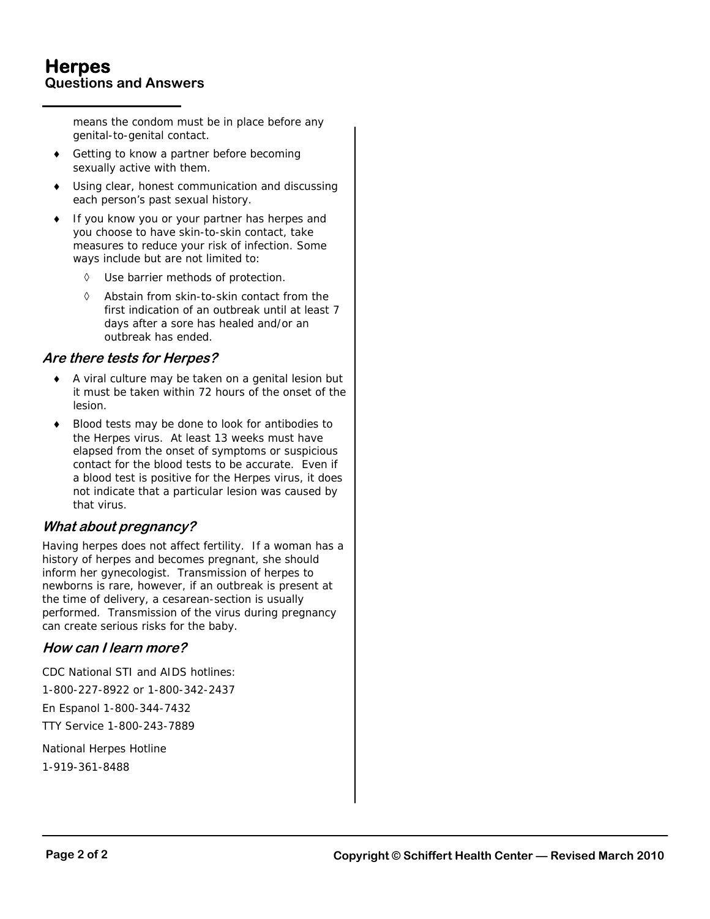means the condom must be in place before any genital-to-genital contact.

- Getting to know a partner before becoming sexually active with them.
- Using clear, honest communication and discussing each person's past sexual history.
- If you know you or your partner has herpes and you choose to have skin-to-skin contact, take measures to reduce your risk of infection. Some ways include but are not limited to:
  - Use barrier methods of protection.
  - Abstain from skin-to-skin contact from the first indication of an outbreak until at least 7 days after a sore has healed and/or an outbreak has ended.

### *Are there tests for Herpes?*

- A viral culture may be taken on a genital lesion but it must be taken within 72 hours of the onset of the lesion.
- Blood tests may be done to look for antibodies to the Herpes virus. At least 13 weeks must have elapsed from the onset of symptoms or suspicious contact for the blood tests to be accurate. Even if a blood test is positive for the Herpes virus, it does not indicate that a particular lesion was caused by that virus.

### *What about pregnancy?*

Having herpes does not affect fertility. If a woman has a history of herpes and becomes pregnant, she should inform her gynecologist. Transmission of herpes to newborns is rare, however, if an outbreak is present at the time of delivery, a cesarean-section is usually performed. Transmission of the virus during pregnancy can create serious risks for the baby.

### *How can I learn more?*

CDC National STI and AIDS hotlines:

1-800-227-8922 or 1-800-342-2437

En Espanol 1-800-344-7432

TTY Service 1-800-243-7889

National Herpes Hotline

1-919-361-8488